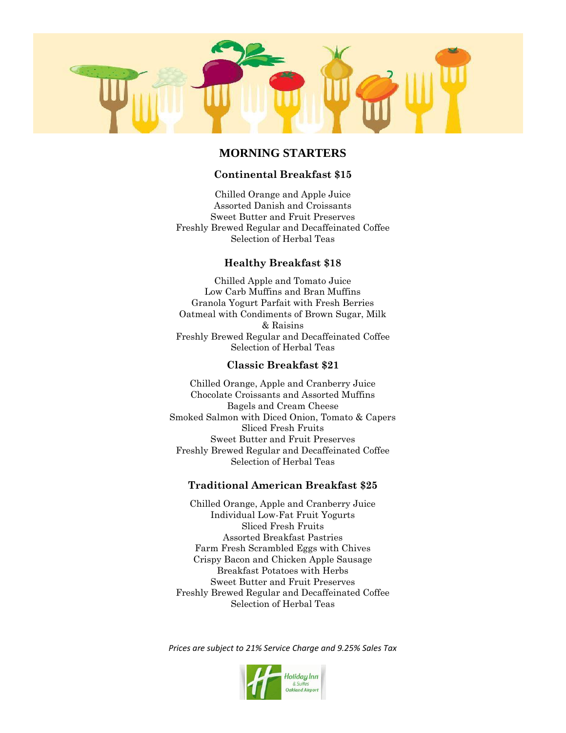# MORNING STARTERS

## Continental Breakfast $15

Chilled Orange and Apple Juice
Assorted Danish and Croissants
Sweet Butter and Fruit Preserves
Freshly Brewed Regular and Decaffeinated Coffee
Selection of Herbal Teas

## Healthy Breakfast $18

Chilled Apple and Tomato Juice
Low Carb Muffins and Bran Muffins
Granola Yogurt Parfait with Fresh Berries
Oatmeal with Condiments of Brown Sugar, Milk & Raisins
Freshly Brewed Regular and Decaffeinated Coffee
Selection of Herbal Teas

## Classic Breakfast $21

Chilled Orange, Apple and Cranberry Juice
Chocolate Croissants and Assorted Muffins
Bagels and Cream Cheese
Smoked Salmon with Diced Onion, Tomato & Capers
Sliced Fresh Fruits
Sweet Butter and Fruit Preserves
Freshly Brewed Regular and Decaffeinated Coffee
Selection of Herbal Teas

## Traditional American Breakfast $25

Chilled Orange, Apple and Cranberry Juice
Individual Low-Fat Fruit Yogurts
Sliced Fresh Fruits
Assorted Breakfast Pastries
Farm Fresh Scrambled Eggs with Chives
Crispy Bacon and Chicken Apple Sausage
Breakfast Potatoes with Herbs
Sweet Butter and Fruit Preserves
Freshly Brewed Regular and Decaffeinated Coffee
Selection of Herbal Teas

*Prices are subject to 21% Service Charge and 9.25% Sales Tax*

Holiday Inn & Suites Oakland Airport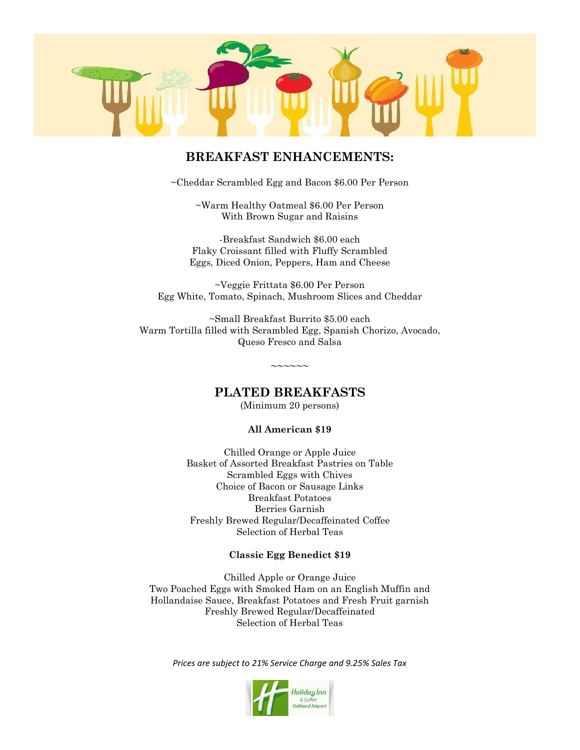## BREAKFAST ENHANCEMENTS:

~Cheddar Scrambled Egg and Bacon $6.00 Per Person

~Warm Healthy Oatmeal $6.00 Per Person
With Brown Sugar and Raisins

-Breakfast Sandwich $6.00 each
Flaky Croissant filled with Fluffy Scrambled
Eggs, Diced Onion, Peppers, Ham and Cheese

~Veggie Frittata $6.00 Per Person
Egg White, Tomato, Spinach, Mushroom Slices and Cheddar

~Small Breakfast Burrito $5.00 each
Warm Tortilla filled with Scrambled Egg, Spanish Chorizo, Avocado,
Queso Fresco and Salsa

~~~~~~

## PLATED BREAKFASTS

(Minimum 20 persons)

**All American $19**

Chilled Orange or Apple Juice
Basket of Assorted Breakfast Pastries on Table
Scrambled Eggs with Chives
Choice of Bacon or Sausage Links
Breakfast Potatoes
Berries Garnish
Freshly Brewed Regular/Decaffeinated Coffee
Selection of Herbal Teas

**Classic Egg Benedict $19**

Chilled Apple or Orange Juice
Two Poached Eggs with Smoked Ham on an English Muffin and
Hollandaise Sauce, Breakfast Potatoes and Fresh Fruit garnish
Freshly Brewed Regular/Decaffeinated
Selection of Herbal Teas

*Prices are subject to 21% Service Charge and 9.25% Sales Tax*

Holiday Inn & Suites Oakland Airport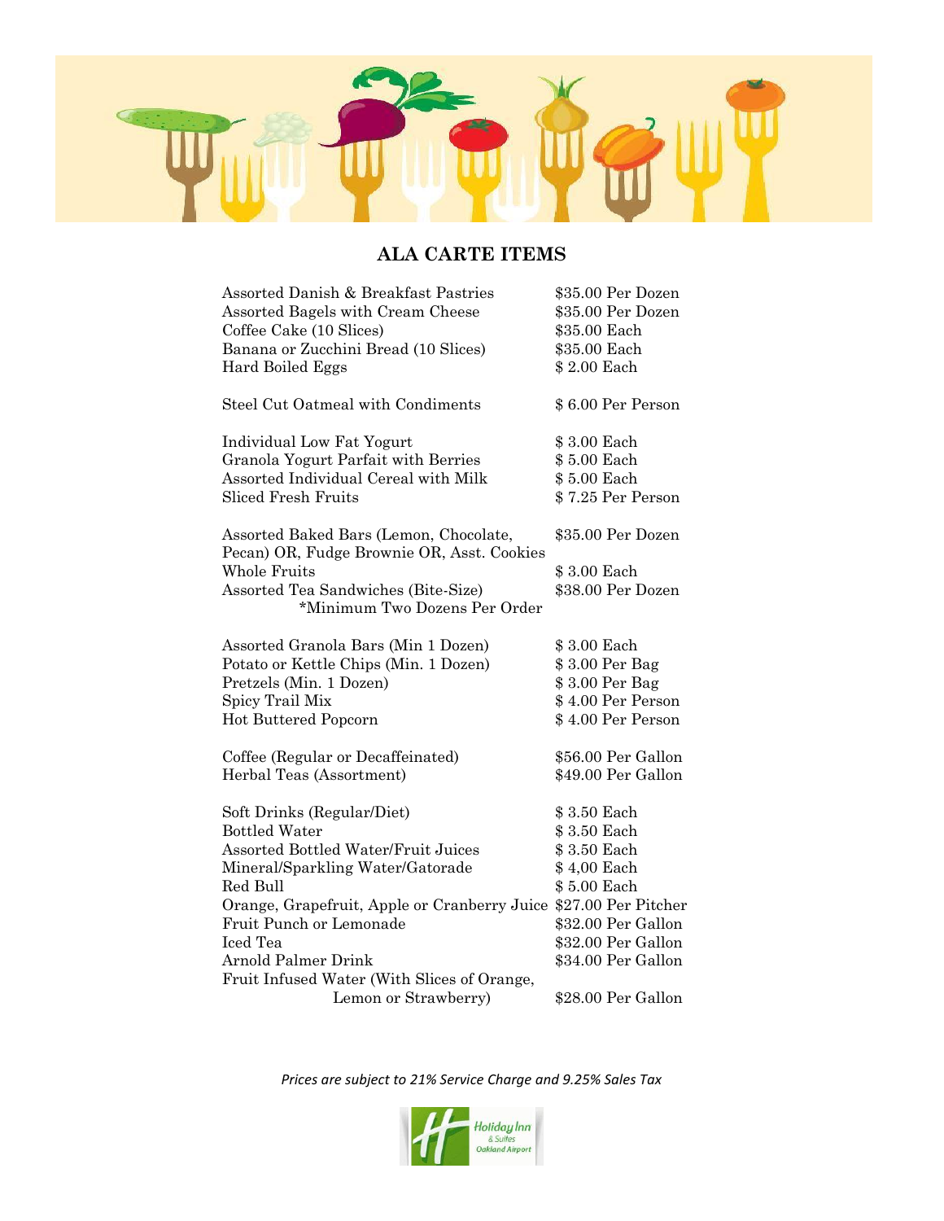# ALA CARTE ITEMS

| Item | Price |
|---|---|
| Assorted Danish & Breakfast Pastries | $35.00 Per Dozen |
| Assorted Bagels with Cream Cheese | $35.00 Per Dozen |
| Coffee Cake (10 Slices) | $35.00 Each |
| Banana or Zucchini Bread (10 Slices) | $35.00 Each |
| Hard Boiled Eggs | $ 2.00 Each |
| Steel Cut Oatmeal with Condiments | $ 6.00 Per Person |
| Individual Low Fat Yogurt | $ 3.00 Each |
| Granola Yogurt Parfait with Berries | $ 5.00 Each |
| Assorted Individual Cereal with Milk | $ 5.00 Each |
| Sliced Fresh Fruits | $ 7.25 Per Person |
| Assorted Baked Bars (Lemon, Chocolate, Pecan) OR, Fudge Brownie OR, Asst. Cookies | $35.00 Per Dozen |
| Whole Fruits | $ 3.00 Each |
| Assorted Tea Sandwiches (Bite-Size) *Minimum Two Dozens Per Order | $38.00 Per Dozen |
| Assorted Granola Bars (Min 1 Dozen) | $ 3.00 Each |
| Potato or Kettle Chips (Min. 1 Dozen) | $ 3.00 Per Bag |
| Pretzels (Min. 1 Dozen) | $ 3.00 Per Bag |
| Spicy Trail Mix | $ 4.00 Per Person |
| Hot Buttered Popcorn | $ 4.00 Per Person |
| Coffee (Regular or Decaffeinated) | $56.00 Per Gallon |
| Herbal Teas (Assortment) | $49.00 Per Gallon |
| Soft Drinks (Regular/Diet) | $ 3.50 Each |
| Bottled Water | $ 3.50 Each |
| Assorted Bottled Water/Fruit Juices | $ 3.50 Each |
| Mineral/Sparkling Water/Gatorade | $ 4,00 Each |
| Red Bull | $ 5.00 Each |
| Orange, Grapefruit, Apple or Cranberry Juice | $27.00 Per Pitcher |
| Fruit Punch or Lemonade | $32.00 Per Gallon |
| Iced Tea | $32.00 Per Gallon |
| Arnold Palmer Drink | $34.00 Per Gallon |
| Fruit Infused Water (With Slices of Orange, Lemon or Strawberry) | $28.00 Per Gallon |

*Prices are subject to 21% Service Charge and 9.25% Sales Tax*

Holiday Inn & Suites Oakland Airport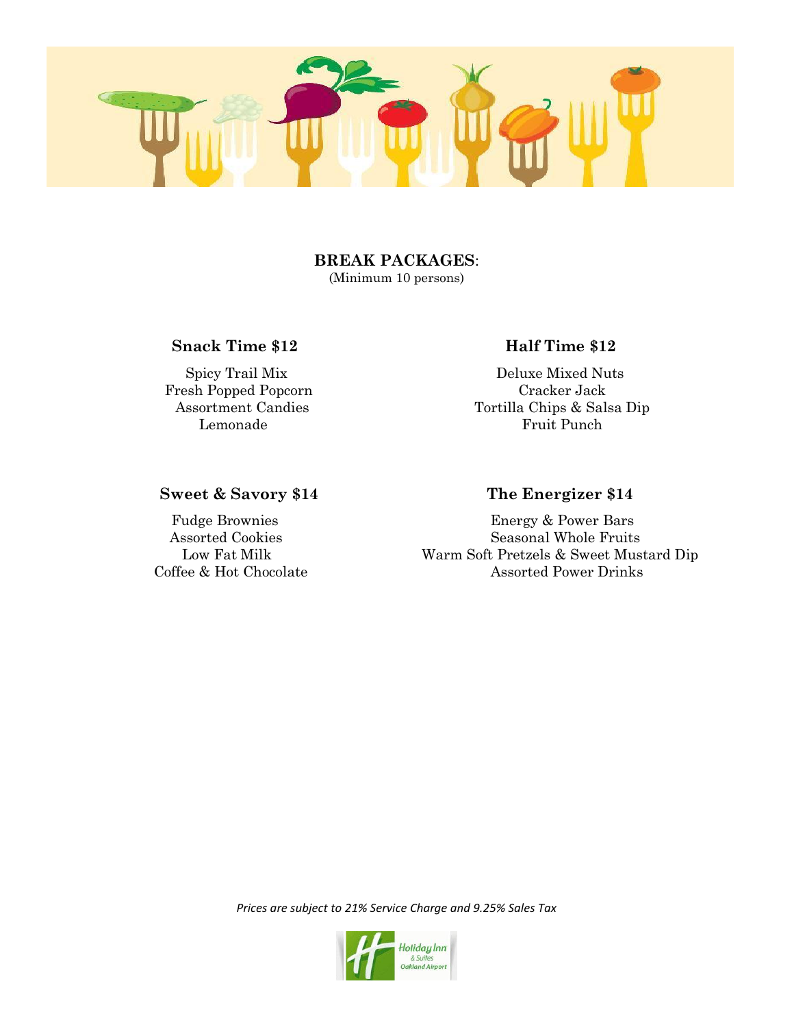## BREAK PACKAGES:

(Minimum 10 persons)

### Snack Time $12

Spicy Trail Mix
Fresh Popped Popcorn
Assortment Candies
Lemonade

### Half Time $12

Deluxe Mixed Nuts
Cracker Jack
Tortilla Chips & Salsa Dip
Fruit Punch

### Sweet & Savory $14

Fudge Brownies
Assorted Cookies
Low Fat Milk
Coffee & Hot Chocolate

### The Energizer $14

Energy & Power Bars
Seasonal Whole Fruits
Warm Soft Pretzels & Sweet Mustard Dip
Assorted Power Drinks

*Prices are subject to 21% Service Charge and 9.25% Sales Tax*

Holiday Inn & Suites Oakland Airport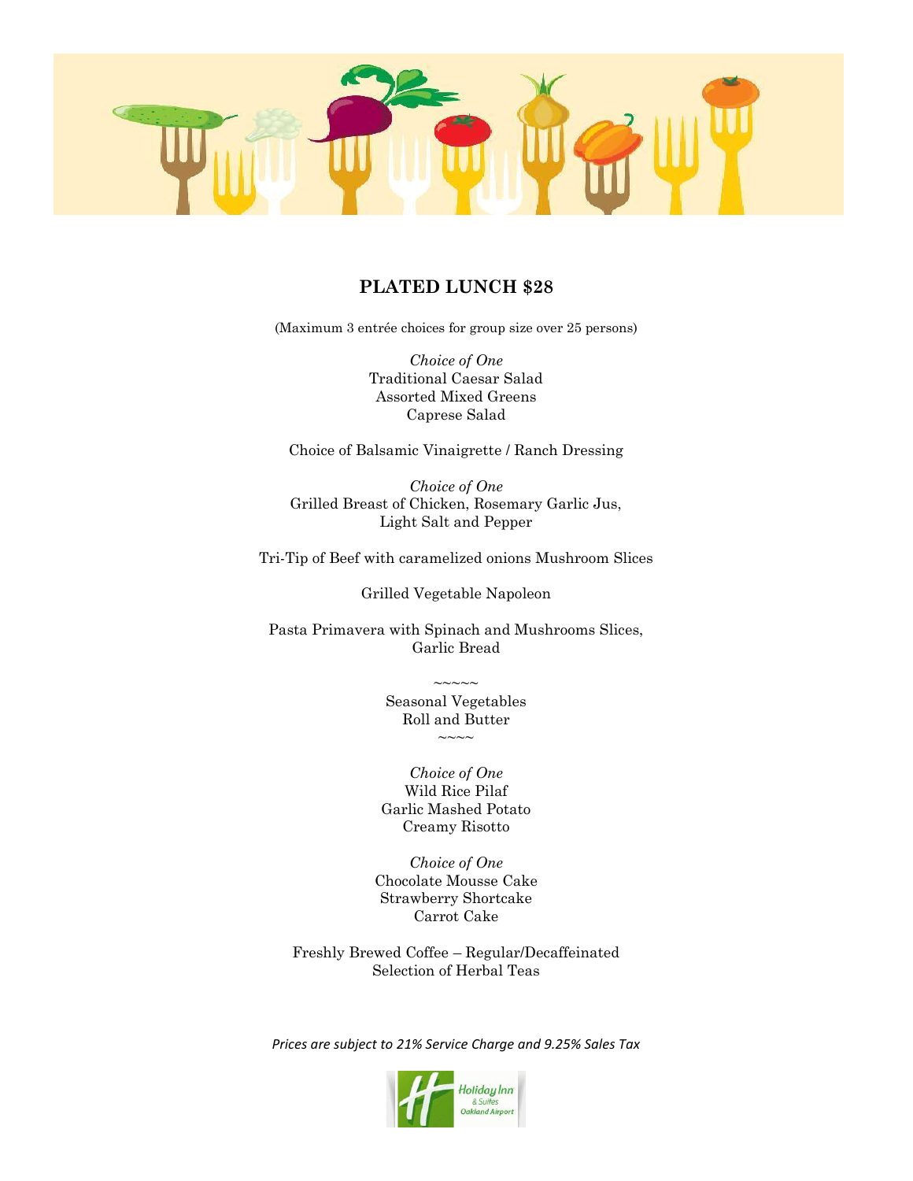## PLATED LUNCH $28

(Maximum 3 entrée choices for group size over 25 persons)

*Choice of One*
Traditional Caesar Salad
Assorted Mixed Greens
Caprese Salad

Choice of Balsamic Vinaigrette / Ranch Dressing

*Choice of One*
Grilled Breast of Chicken, Rosemary Garlic Jus,
Light Salt and Pepper

Tri-Tip of Beef with caramelized onions Mushroom Slices

Grilled Vegetable Napoleon

Pasta Primavera with Spinach and Mushrooms Slices,
Garlic Bread

~~~~~
Seasonal Vegetables
Roll and Butter
~~~~

*Choice of One*
Wild Rice Pilaf
Garlic Mashed Potato
Creamy Risotto

*Choice of One*
Chocolate Mousse Cake
Strawberry Shortcake
Carrot Cake

Freshly Brewed Coffee – Regular/Decaffeinated
Selection of Herbal Teas

*Prices are subject to 21% Service Charge and 9.25% Sales Tax*

Holiday Inn & Suites Oakland Airport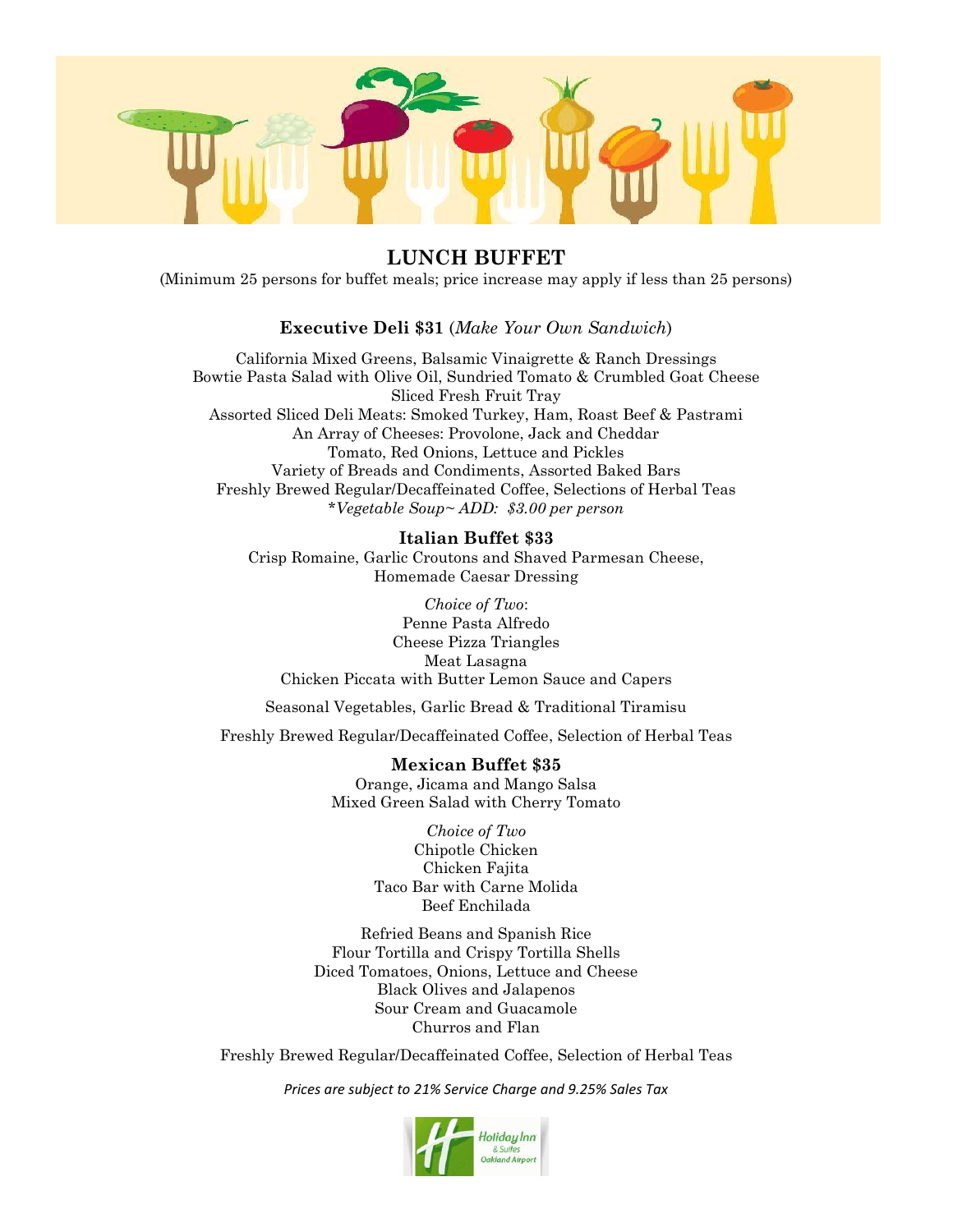# LUNCH BUFFET

(Minimum 25 persons for buffet meals; price increase may apply if less than 25 persons)

### Executive Deli $31 (*Make Your Own Sandwich*)

California Mixed Greens, Balsamic Vinaigrette & Ranch Dressings
Bowtie Pasta Salad with Olive Oil, Sundried Tomato & Crumbled Goat Cheese
Sliced Fresh Fruit Tray
Assorted Sliced Deli Meats: Smoked Turkey, Ham, Roast Beef & Pastrami
An Array of Cheeses: Provolone, Jack and Cheddar
Tomato, Red Onions, Lettuce and Pickles
Variety of Breads and Condiments, Assorted Baked Bars
Freshly Brewed Regular/Decaffeinated Coffee, Selections of Herbal Teas
**Vegetable Soup~ ADD: $3.00 per person*

### Italian Buffet $33

Crisp Romaine, Garlic Croutons and Shaved Parmesan Cheese,
Homemade Caesar Dressing

*Choice of Two*:
Penne Pasta Alfredo
Cheese Pizza Triangles
Meat Lasagna
Chicken Piccata with Butter Lemon Sauce and Capers

Seasonal Vegetables, Garlic Bread & Traditional Tiramisu

Freshly Brewed Regular/Decaffeinated Coffee, Selection of Herbal Teas

### Mexican Buffet $35

Orange, Jicama and Mango Salsa
Mixed Green Salad with Cherry Tomato

*Choice of Two*
Chipotle Chicken
Chicken Fajita
Taco Bar with Carne Molida
Beef Enchilada

Refried Beans and Spanish Rice
Flour Tortilla and Crispy Tortilla Shells
Diced Tomatoes, Onions, Lettuce and Cheese
Black Olives and Jalapenos
Sour Cream and Guacamole
Churros and Flan

Freshly Brewed Regular/Decaffeinated Coffee, Selection of Herbal Teas

*Prices are subject to 21% Service Charge and 9.25% Sales Tax*

Holiday Inn & Suites Oakland Airport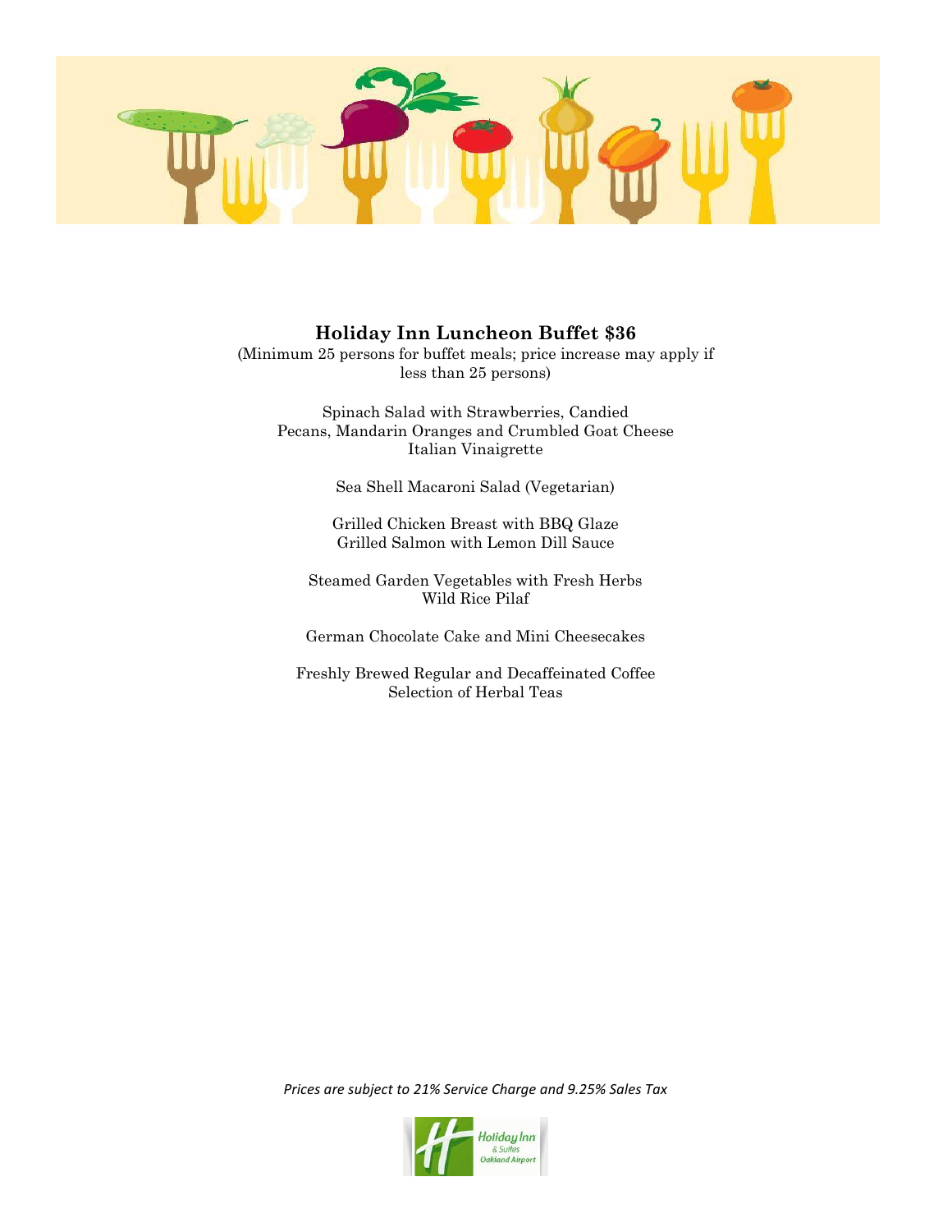## Holiday Inn Luncheon Buffet $36

(Minimum 25 persons for buffet meals; price increase may apply if less than 25 persons)

Spinach Salad with Strawberries, Candied Pecans, Mandarin Oranges and Crumbled Goat Cheese
Italian Vinaigrette

Sea Shell Macaroni Salad (Vegetarian)

Grilled Chicken Breast with BBQ Glaze
Grilled Salmon with Lemon Dill Sauce

Steamed Garden Vegetables with Fresh Herbs
Wild Rice Pilaf

German Chocolate Cake and Mini Cheesecakes

Freshly Brewed Regular and Decaffeinated Coffee
Selection of Herbal Teas

*Prices are subject to 21% Service Charge and 9.25% Sales Tax*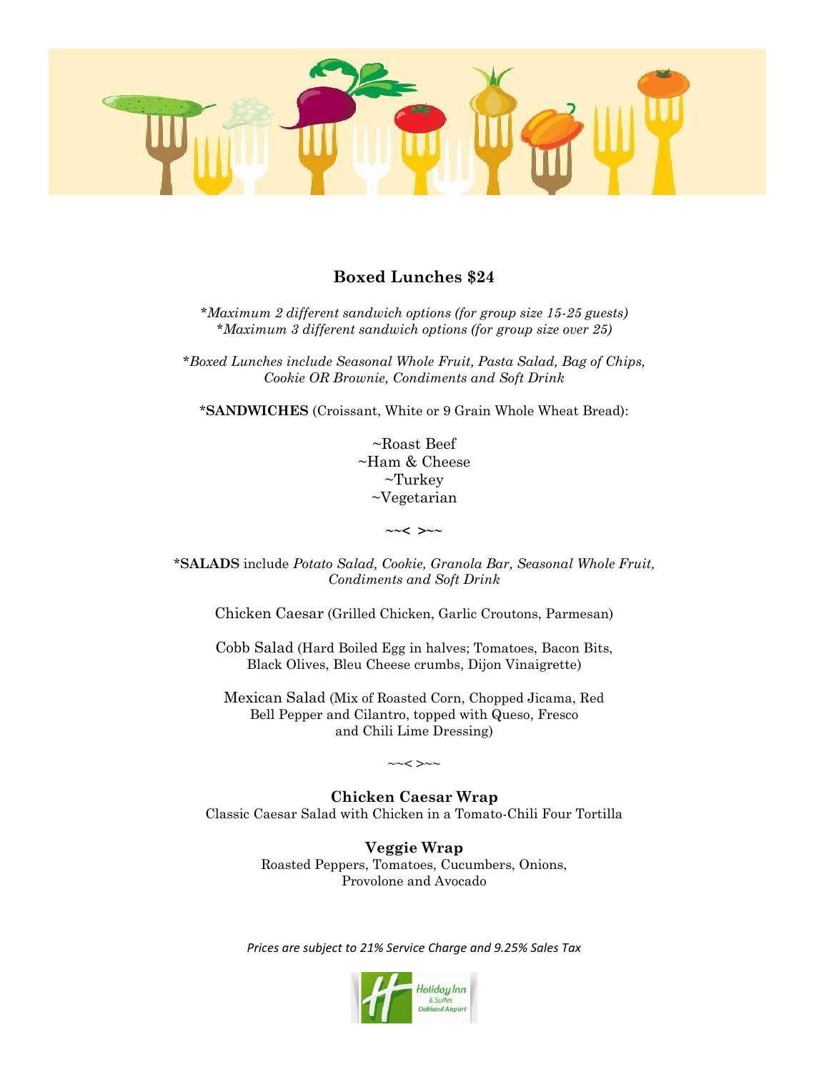## Boxed Lunches $24

*\*Maximum 2 different sandwich options (for group size 15-25 guests)*
*\*Maximum 3 different sandwich options (for group size over 25)*

*\*Boxed Lunches include Seasonal Whole Fruit, Pasta Salad, Bag of Chips, Cookie OR Brownie, Condiments and Soft Drink*

**\*SANDWICHES** (Croissant, White or 9 Grain Whole Wheat Bread):

~Roast Beef
~Ham & Cheese
~Turkey
~Vegetarian

~~< >~~

**\*SALADS** include *Potato Salad, Cookie, Granola Bar, Seasonal Whole Fruit, Condiments and Soft Drink*

Chicken Caesar (Grilled Chicken, Garlic Croutons, Parmesan)

Cobb Salad (Hard Boiled Egg in halves; Tomatoes, Bacon Bits, Black Olives, Bleu Cheese crumbs, Dijon Vinaigrette)

Mexican Salad (Mix of Roasted Corn, Chopped Jicama, Red Bell Pepper and Cilantro, topped with Queso, Fresco and Chili Lime Dressing)

~~< >~~

**Chicken Caesar Wrap**
Classic Caesar Salad with Chicken in a Tomato-Chili Four Tortilla

**Veggie Wrap**
Roasted Peppers, Tomatoes, Cucumbers, Onions, Provolone and Avocado

*Prices are subject to 21% Service Charge and 9.25% Sales Tax*

Holiday Inn & Suites Oakland Airport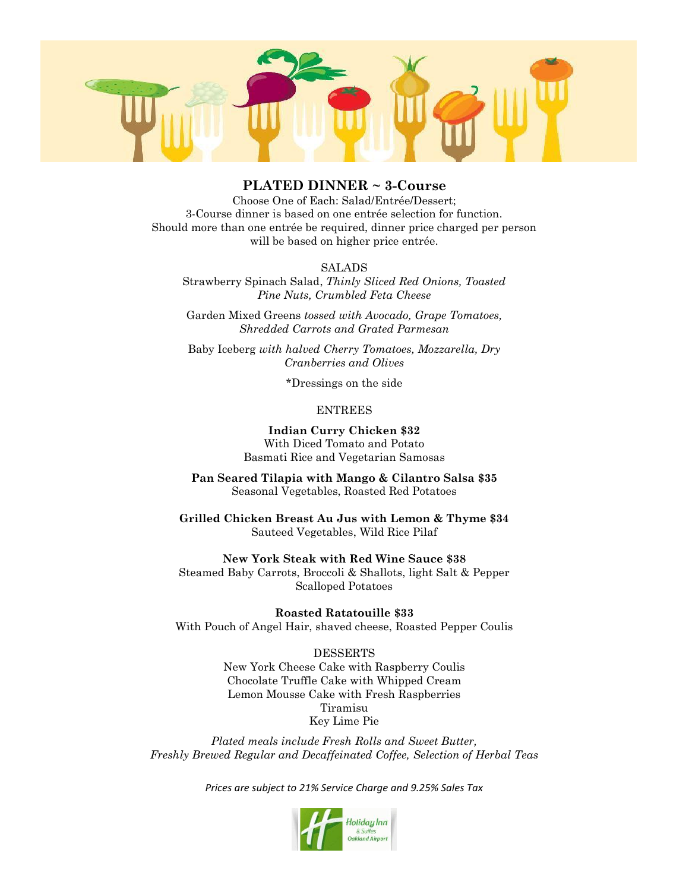## PLATED DINNER ~ 3-Course

Choose One of Each: Salad/Entrée/Dessert;
3-Course dinner is based on one entrée selection for function.
Should more than one entrée be required, dinner price charged per person will be based on higher price entrée.

### SALADS

Strawberry Spinach Salad, *Thinly Sliced Red Onions, Toasted Pine Nuts, Crumbled Feta Cheese*

Garden Mixed Greens *tossed with Avocado, Grape Tomatoes, Shredded Carrots and Grated Parmesan*

Baby Iceberg *with halved Cherry Tomatoes, Mozzarella, Dry Cranberries and Olives*

*Dressings on the side

### ENTREES

**Indian Curry Chicken $32**
With Diced Tomato and Potato
Basmati Rice and Vegetarian Samosas

**Pan Seared Tilapia with Mango & Cilantro Salsa $35**
Seasonal Vegetables, Roasted Red Potatoes

**Grilled Chicken Breast Au Jus with Lemon & Thyme $34**
Sauteed Vegetables, Wild Rice Pilaf

**New York Steak with Red Wine Sauce $38**
Steamed Baby Carrots, Broccoli & Shallots, light Salt & Pepper
Scalloped Potatoes

**Roasted Ratatouille $33**
With Pouch of Angel Hair, shaved cheese, Roasted Pepper Coulis

### DESSERTS

New York Cheese Cake with Raspberry Coulis
Chocolate Truffle Cake with Whipped Cream
Lemon Mousse Cake with Fresh Raspberries
Tiramisu
Key Lime Pie

*Plated meals include Fresh Rolls and Sweet Butter,
Freshly Brewed Regular and Decaffeinated Coffee, Selection of Herbal Teas*

*Prices are subject to 21% Service Charge and 9.25% Sales Tax*

Holiday Inn & Suites Oakland Airport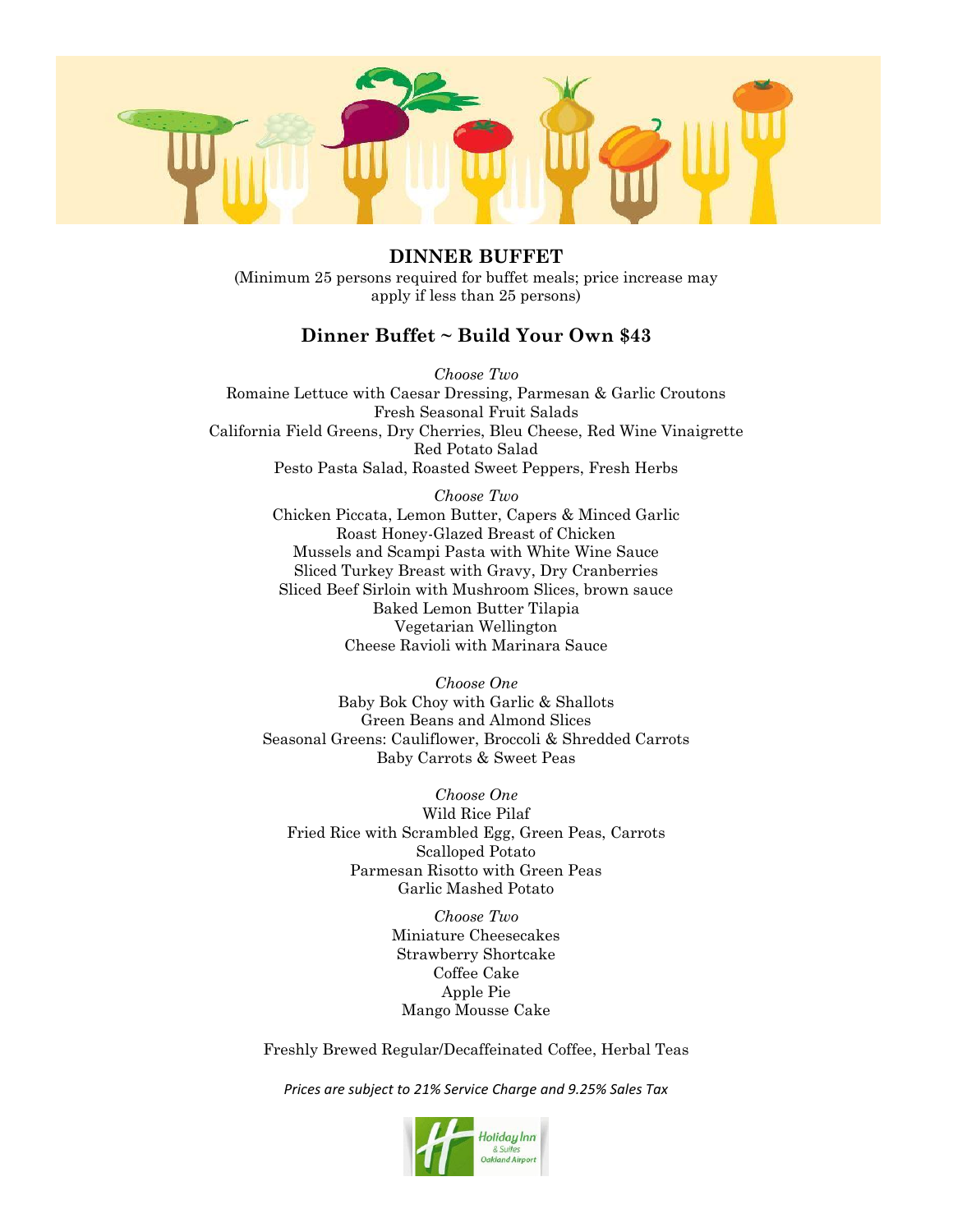# DINNER BUFFET

(Minimum 25 persons required for buffet meals; price increase may apply if less than 25 persons)

## Dinner Buffet ~ Build Your Own $43

*Choose Two*

Romaine Lettuce with Caesar Dressing, Parmesan & Garlic Croutons
Fresh Seasonal Fruit Salads
California Field Greens, Dry Cherries, Bleu Cheese, Red Wine Vinaigrette
Red Potato Salad
Pesto Pasta Salad, Roasted Sweet Peppers, Fresh Herbs

*Choose Two*

Chicken Piccata, Lemon Butter, Capers & Minced Garlic
Roast Honey-Glazed Breast of Chicken
Mussels and Scampi Pasta with White Wine Sauce
Sliced Turkey Breast with Gravy, Dry Cranberries
Sliced Beef Sirloin with Mushroom Slices, brown sauce
Baked Lemon Butter Tilapia
Vegetarian Wellington
Cheese Ravioli with Marinara Sauce

*Choose One*

Baby Bok Choy with Garlic & Shallots
Green Beans and Almond Slices
Seasonal Greens: Cauliflower, Broccoli & Shredded Carrots
Baby Carrots & Sweet Peas

*Choose One*

Wild Rice Pilaf
Fried Rice with Scrambled Egg, Green Peas, Carrots
Scalloped Potato
Parmesan Risotto with Green Peas
Garlic Mashed Potato

*Choose Two*

Miniature Cheesecakes
Strawberry Shortcake
Coffee Cake
Apple Pie
Mango Mousse Cake

Freshly Brewed Regular/Decaffeinated Coffee, Herbal Teas

*Prices are subject to 21% Service Charge and 9.25% Sales Tax*

Holiday Inn & Suites Oakland Airport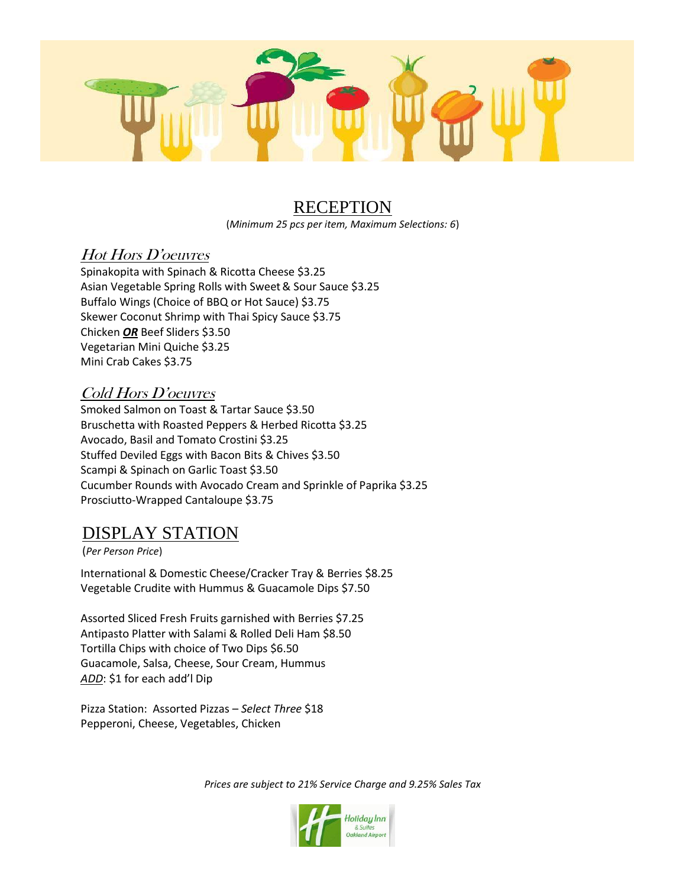# RECEPTION

(*Minimum 25 pcs per item, Maximum Selections: 6*)

## *Hot Hors D'oeuvres*

Spinakopita with Spinach & Ricotta Cheese $3.25
Asian Vegetable Spring Rolls with Sweet & Sour Sauce $3.25
Buffalo Wings (Choice of BBQ or Hot Sauce) $3.75
Skewer Coconut Shrimp with Thai Spicy Sauce $3.75
Chicken ***OR*** Beef Sliders $3.50
Vegetarian Mini Quiche $3.25
Mini Crab Cakes $3.75

## *Cold Hors D'oeuvres*

Smoked Salmon on Toast & Tartar Sauce $3.50
Bruschetta with Roasted Peppers & Herbed Ricotta $3.25
Avocado, Basil and Tomato Crostini $3.25
Stuffed Deviled Eggs with Bacon Bits & Chives $3.50
Scampi & Spinach on Garlic Toast $3.50
Cucumber Rounds with Avocado Cream and Sprinkle of Paprika $3.25
Prosciutto-Wrapped Cantaloupe $3.75

# DISPLAY STATION

(*Per Person Price*)

International & Domestic Cheese/Cracker Tray & Berries $8.25
Vegetable Crudite with Hummus & Guacamole Dips $7.50

Assorted Sliced Fresh Fruits garnished with Berries $7.25
Antipasto Platter with Salami & Rolled Deli Ham $8.50
Tortilla Chips with choice of Two Dips $6.50
Guacamole, Salsa, Cheese, Sour Cream, Hummus
*ADD*: $1 for each add'l Dip

Pizza Station: Assorted Pizzas – *Select Three* $18
Pepperoni, Cheese, Vegetables, Chicken

*Prices are subject to 21% Service Charge and 9.25% Sales Tax*

Holiday Inn & Suites Oakland Airport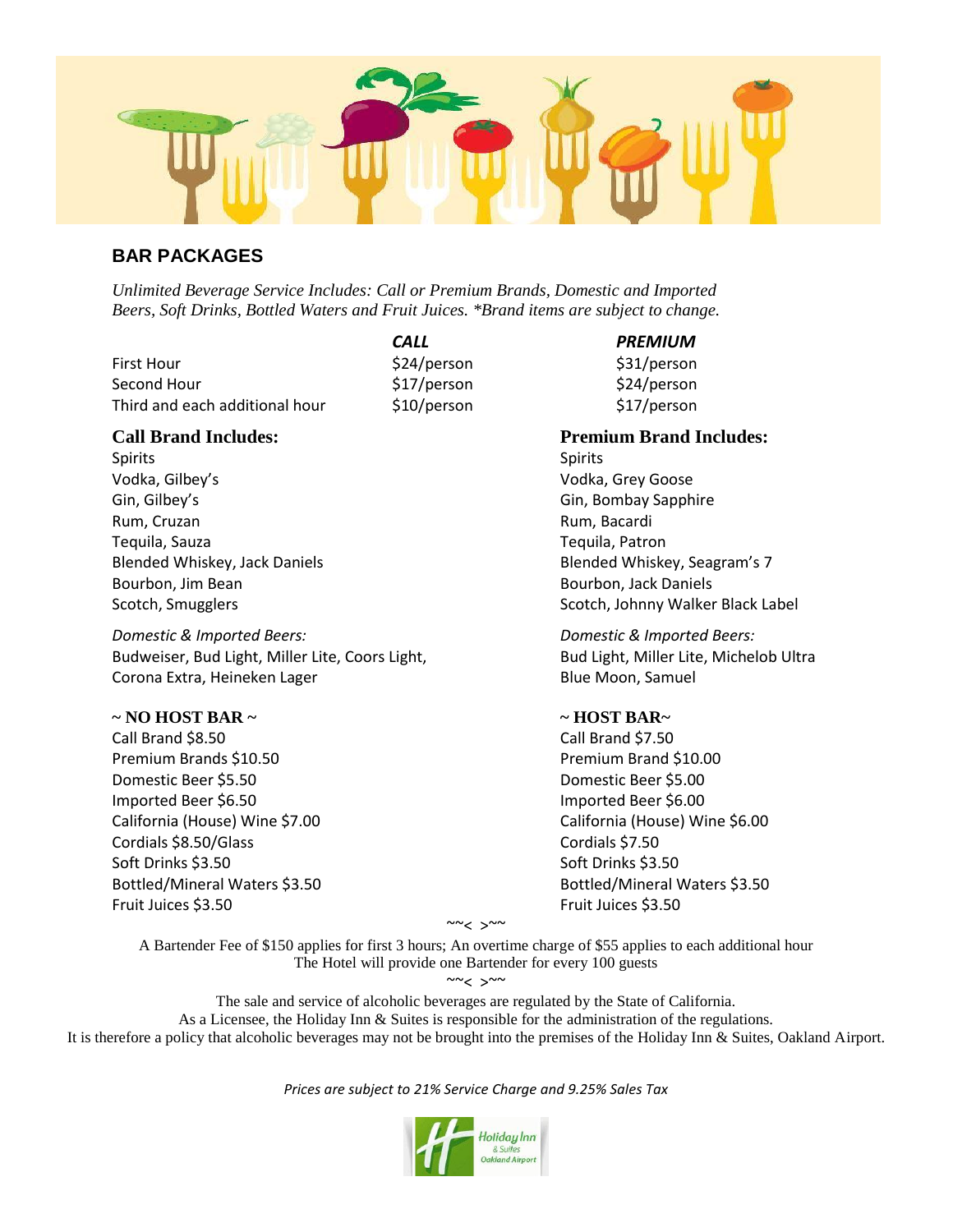## BAR PACKAGES

*Unlimited Beverage Service Includes: Call or Premium Brands, Domestic and Imported Beers, Soft Drinks, Bottled Waters and Fruit Juices. *Brand items are subject to change.*

| | ***CALL*** | ***PREMIUM*** |
|---|---|---|
| First Hour | $24/person | $31/person |
| Second Hour | $17/person | $24/person |
| Third and each additional hour | $10/person | $17/person |

### Call Brand Includes:

Spirits
Vodka, Gilbey's
Gin, Gilbey's
Rum, Cruzan
Tequila, Sauza
Blended Whiskey, Jack Daniels
Bourbon, Jim Bean
Scotch, Smugglers

*Domestic & Imported Beers:*
Budweiser, Bud Light, Miller Lite, Coors Light, Corona Extra, Heineken Lager

### Premium Brand Includes:

Spirits
Vodka, Grey Goose
Gin, Bombay Sapphire
Rum, Bacardi
Tequila, Patron
Blended Whiskey, Seagram's 7
Bourbon, Jack Daniels
Scotch, Johnny Walker Black Label

*Domestic & Imported Beers:*
Bud Light, Miller Lite, Michelob Ultra
Blue Moon, Samuel

**~ NO HOST BAR ~**

Call Brand $8.50
Premium Brands $10.50
Domestic Beer $5.50
Imported Beer $6.50
California (House) Wine $7.00
Cordials $8.50/Glass
Soft Drinks $3.50
Bottled/Mineral Waters $3.50
Fruit Juices $3.50

**~ HOST BAR~**

Call Brand $7.50
Premium Brand $10.00
Domestic Beer $5.00
Imported Beer $6.00
California (House) Wine $6.00
Cordials $7.50
Soft Drinks $3.50
Bottled/Mineral Waters $3.50
Fruit Juices $3.50

~~< >~~

A Bartender Fee of $150 applies for first 3 hours; An overtime charge of $55 applies to each additional hour
The Hotel will provide one Bartender for every 100 guests

~~< >~~

The sale and service of alcoholic beverages are regulated by the State of California.
As a Licensee, the Holiday Inn & Suites is responsible for the administration of the regulations.
It is therefore a policy that alcoholic beverages may not be brought into the premises of the Holiday Inn & Suites, Oakland Airport.

*Prices are subject to 21% Service Charge and 9.25% Sales Tax*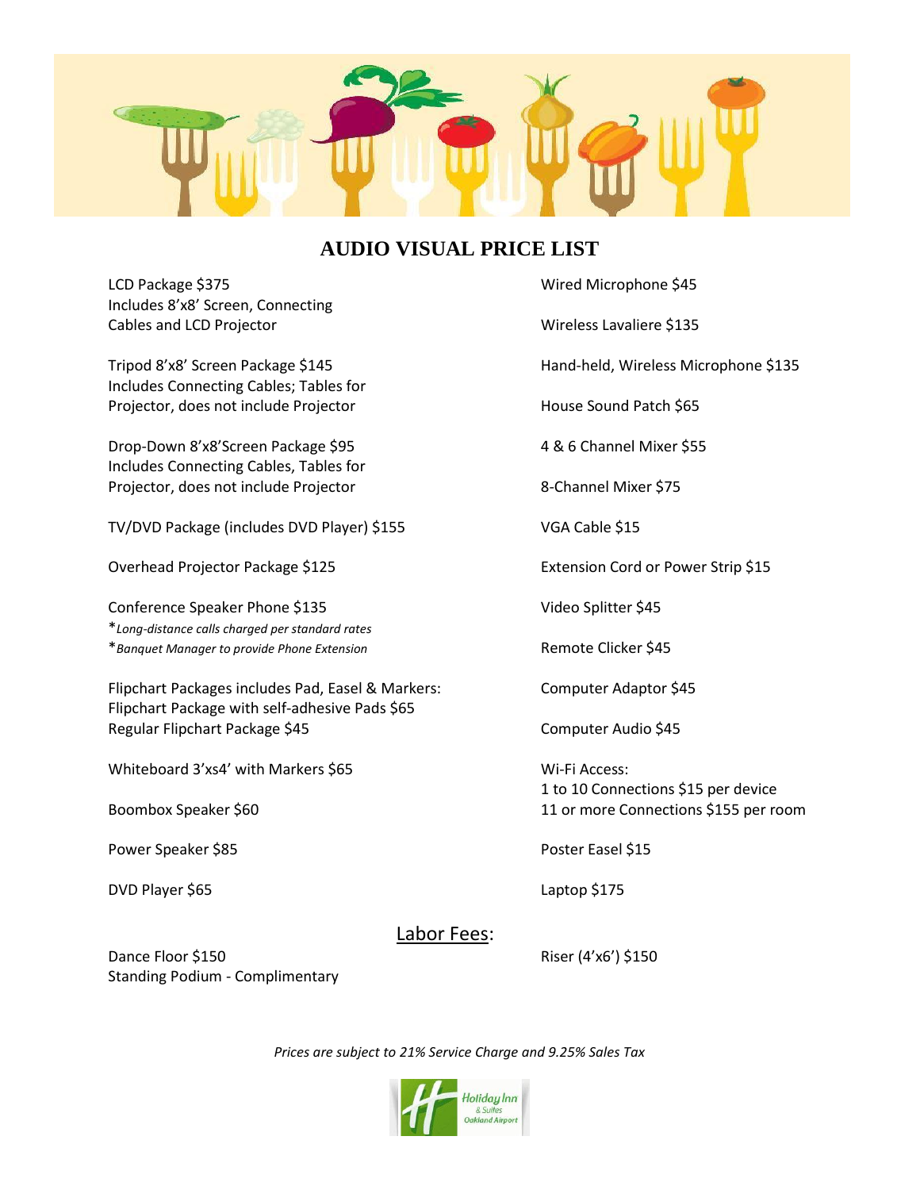# AUDIO VISUAL PRICE LIST

LCD Package $375
Includes 8'x8' Screen, Connecting Cables and LCD Projector

Tripod 8'x8' Screen Package $145
Includes Connecting Cables; Tables for Projector, does not include Projector

Drop-Down 8'x8'Screen Package $95
Includes Connecting Cables, Tables for Projector, does not include Projector

TV/DVD Package (includes DVD Player) $155

Overhead Projector Package $125

Conference Speaker Phone $135
*_Long-distance calls charged per standard rates_
*_Banquet Manager to provide Phone Extension_

Flipchart Packages includes Pad, Easel & Markers:
Flipchart Package with self-adhesive Pads $65
Regular Flipchart Package $45

Whiteboard 3'xs4' with Markers $65

Boombox Speaker $60

Power Speaker $85

DVD Player $65

Wired Microphone $45

Wireless Lavaliere $135

Hand-held, Wireless Microphone $135

House Sound Patch $65

4 & 6 Channel Mixer $55

8-Channel Mixer $75

VGA Cable $15

Extension Cord or Power Strip $15

Video Splitter $45

Remote Clicker $45

Computer Adaptor $45

Computer Audio $45

Wi-Fi Access:
1 to 10 Connections $15 per device
11 or more Connections $155 per room

Poster Easel $15

Laptop $175

## Labor Fees:

Dance Floor $150
Standing Podium - Complimentary

Riser (4'x6') $150

*Prices are subject to 21% Service Charge and 9.25% Sales Tax*

Holiday Inn & Suites Oakland Airport